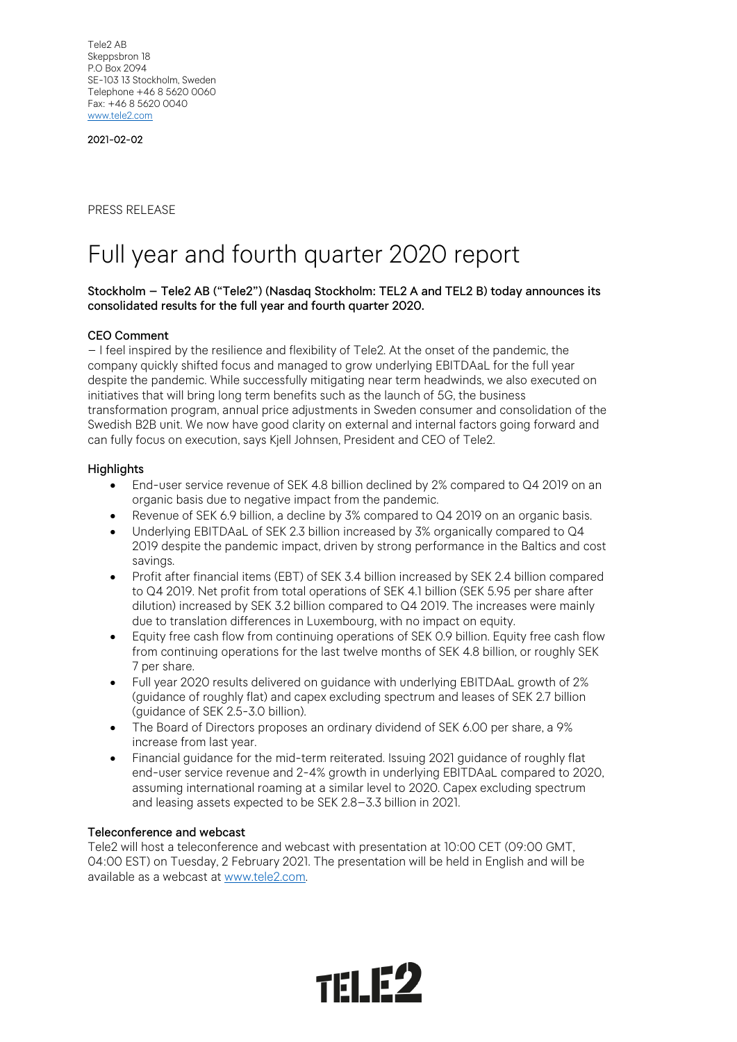Tele2 AB
Skeppsbron 18
P.O Box 2094
SE-103 13 Stockholm, Sweden
Telephone +46 8 5620 0060
Fax: +46 8 5620 0040
www.tele2.com

2021-02-02

PRESS RELEASE

# Full year and fourth quarter 2020 report

**Stockholm – Tele2 AB ("Tele2") (Nasdaq Stockholm: TEL2 A and TEL2 B) today announces its consolidated results for the full year and fourth quarter 2020.**

## CEO Comment

– I feel inspired by the resilience and flexibility of Tele2. At the onset of the pandemic, the company quickly shifted focus and managed to grow underlying EBITDAaL for the full year despite the pandemic. While successfully mitigating near term headwinds, we also executed on initiatives that will bring long term benefits such as the launch of 5G, the business transformation program, annual price adjustments in Sweden consumer and consolidation of the Swedish B2B unit. We now have good clarity on external and internal factors going forward and can fully focus on execution, says Kjell Johnsen, President and CEO of Tele2.

## Highlights

- End-user service revenue of SEK 4.8 billion declined by 2% compared to Q4 2019 on an organic basis due to negative impact from the pandemic.
- Revenue of SEK 6.9 billion, a decline by 3% compared to Q4 2019 on an organic basis.
- Underlying EBITDAaL of SEK 2.3 billion increased by 3% organically compared to Q4 2019 despite the pandemic impact, driven by strong performance in the Baltics and cost savings.
- Profit after financial items (EBT) of SEK 3.4 billion increased by SEK 2.4 billion compared to Q4 2019. Net profit from total operations of SEK 4.1 billion (SEK 5.95 per share after dilution) increased by SEK 3.2 billion compared to Q4 2019. The increases were mainly due to translation differences in Luxembourg, with no impact on equity.
- Equity free cash flow from continuing operations of SEK 0.9 billion. Equity free cash flow from continuing operations for the last twelve months of SEK 4.8 billion, or roughly SEK 7 per share.
- Full year 2020 results delivered on guidance with underlying EBITDAaL growth of 2% (guidance of roughly flat) and capex excluding spectrum and leases of SEK 2.7 billion (guidance of SEK 2.5-3.0 billion).
- The Board of Directors proposes an ordinary dividend of SEK 6.00 per share, a 9% increase from last year.
- Financial guidance for the mid-term reiterated. Issuing 2021 guidance of roughly flat end-user service revenue and 2-4% growth in underlying EBITDAaL compared to 2020, assuming international roaming at a similar level to 2020. Capex excluding spectrum and leasing assets expected to be SEK 2.8–3.3 billion in 2021.

## Teleconference and webcast

Tele2 will host a teleconference and webcast with presentation at 10:00 CET (09:00 GMT, 04:00 EST) on Tuesday, 2 February 2021. The presentation will be held in English and will be available as a webcast at www.tele2.com.

TELE2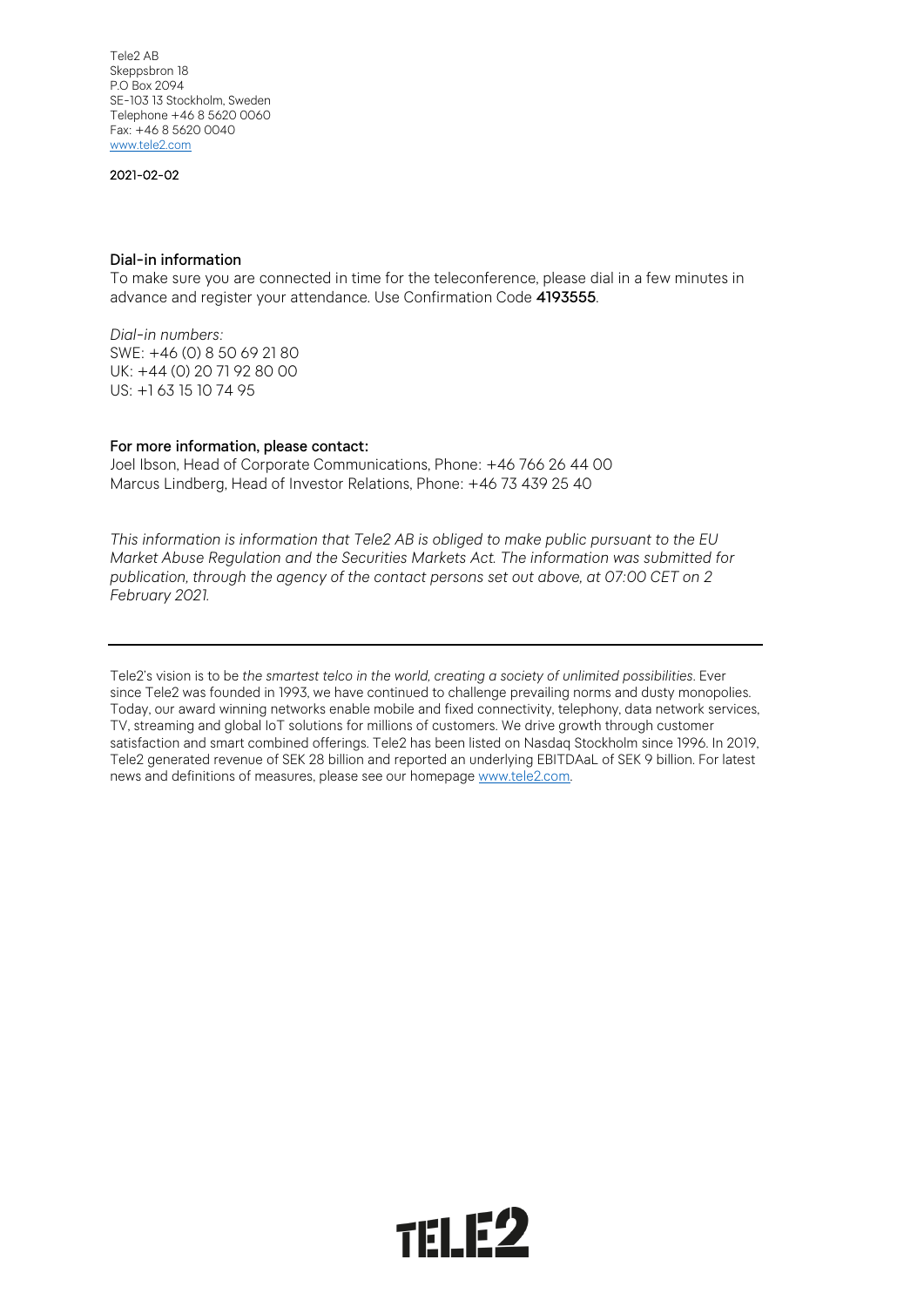Tele2 AB
Skeppsbron 18
P.O Box 2094
SE-103 13 Stockholm, Sweden
Telephone +46 8 5620 0060
Fax: +46 8 5620 0040
www.tele2.com

2021-02-02

### Dial-in information

To make sure you are connected in time for the teleconference, please dial in a few minutes in advance and register your attendance. Use Confirmation Code **4193555**.

*Dial-in numbers:*
SWE: +46 (0) 8 50 69 21 80
UK: +44 (0) 20 71 92 80 00
US: +1 63 15 10 74 95

### For more information, please contact:

Joel Ibson, Head of Corporate Communications, Phone: +46 766 26 44 00
Marcus Lindberg, Head of Investor Relations, Phone: +46 73 439 25 40

*This information is information that Tele2 AB is obliged to make public pursuant to the EU Market Abuse Regulation and the Securities Markets Act. The information was submitted for publication, through the agency of the contact persons set out above, at 07:00 CET on 2 February 2021.*

---

Tele2's vision is to be *the smartest telco in the world, creating a society of unlimited possibilities*. Ever since Tele2 was founded in 1993, we have continued to challenge prevailing norms and dusty monopolies. Today, our award winning networks enable mobile and fixed connectivity, telephony, data network services, TV, streaming and global IoT solutions for millions of customers. We drive growth through customer satisfaction and smart combined offerings. Tele2 has been listed on Nasdaq Stockholm since 1996. In 2019, Tele2 generated revenue of SEK 28 billion and reported an underlying EBITDAaL of SEK 9 billion. For latest news and definitions of measures, please see our homepage www.tele2.com.